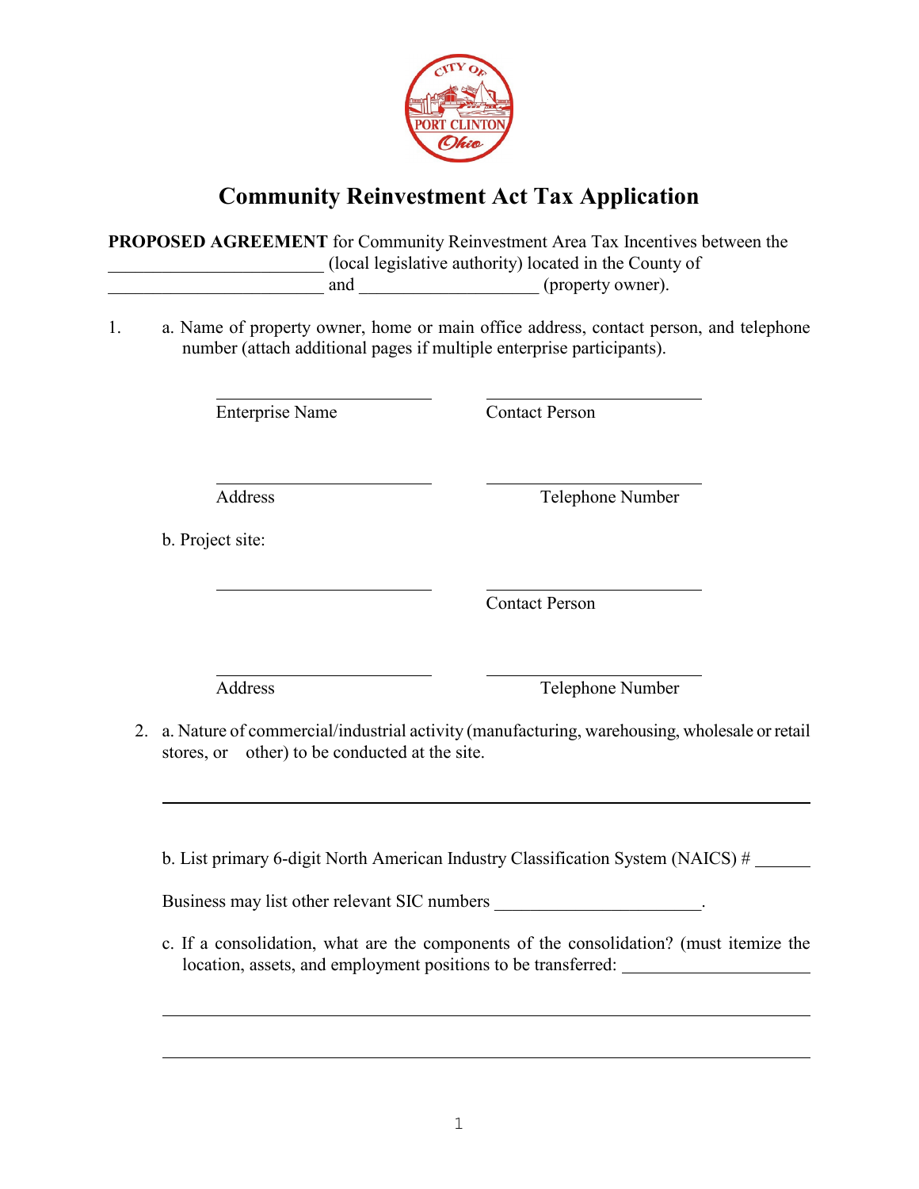# Community Reinvestment Act Tax Application

**PROPOSED AGREEMENT** for Community Reinvestment Area Tax Incentives between the \_\_\_\_\_\_\_\_\_\_\_\_\_\_\_\_\_\_\_\_\_\_\_\_ (local legislative authority) located in the County of \_\_\_\_\_\_\_\_\_\_\_\_\_\_\_\_\_\_\_\_\_\_\_\_ and \_\_\_\_\_\_\_\_\_\_\_\_\_\_\_\_\_\_\_\_ (property owner).

1. a. Name of property owner, home or main office address, contact person, and telephone number (attach additional pages if multiple enterprise participants).

| \_\_\_\_\_\_\_\_\_\_\_\_\_\_\_\_\_\_\_\_\_\_\_\_ | \_\_\_\_\_\_\_\_\_\_\_\_\_\_\_\_\_\_\_\_\_\_\_\_ |
|---|---|
| Enterprise Name | Contact Person |
| \_\_\_\_\_\_\_\_\_\_\_\_\_\_\_\_\_\_\_\_\_\_\_\_ | \_\_\_\_\_\_\_\_\_\_\_\_\_\_\_\_\_\_\_\_\_\_\_\_ |
| Address | Telephone Number |

   b. Project site:

| \_\_\_\_\_\_\_\_\_\_\_\_\_\_\_\_\_\_\_\_\_\_\_\_ | \_\_\_\_\_\_\_\_\_\_\_\_\_\_\_\_\_\_\_\_\_\_\_\_ |
|---|---|
| | Contact Person |
| \_\_\_\_\_\_\_\_\_\_\_\_\_\_\_\_\_\_\_\_\_\_\_\_ | \_\_\_\_\_\_\_\_\_\_\_\_\_\_\_\_\_\_\_\_\_\_\_\_ |
| Address | Telephone Number |

2. a. Nature of commercial/industrial activity (manufacturing, warehousing, wholesale or retail stores, or other) to be conducted at the site.

   \_\_\_\_\_\_\_\_\_\_\_\_\_\_\_\_\_\_\_\_\_\_\_\_\_\_\_\_\_\_\_\_\_\_\_\_\_\_\_\_\_\_\_\_\_\_\_\_\_\_\_\_\_\_\_\_\_\_\_\_\_\_\_\_\_\_\_\_

   b. List primary 6-digit North American Industry Classification System (NAICS) # \_\_\_\_\_\_

   Business may list other relevant SIC numbers \_\_\_\_\_\_\_\_\_\_\_\_\_\_\_\_\_\_\_\_\_\_\_.

   c. If a consolidation, what are the components of the consolidation? (must itemize the location, assets, and employment positions to be transferred: \_\_\_\_\_\_\_\_\_\_\_\_\_\_\_\_\_\_\_\_\_

   \_\_\_\_\_\_\_\_\_\_\_\_\_\_\_\_\_\_\_\_\_\_\_\_\_\_\_\_\_\_\_\_\_\_\_\_\_\_\_\_\_\_\_\_\_\_\_\_\_\_\_\_\_\_\_\_\_\_\_\_\_\_\_\_\_\_\_\_

   \_\_\_\_\_\_\_\_\_\_\_\_\_\_\_\_\_\_\_\_\_\_\_\_\_\_\_\_\_\_\_\_\_\_\_\_\_\_\_\_\_\_\_\_\_\_\_\_\_\_\_\_\_\_\_\_\_\_\_\_\_\_\_\_\_\_\_\_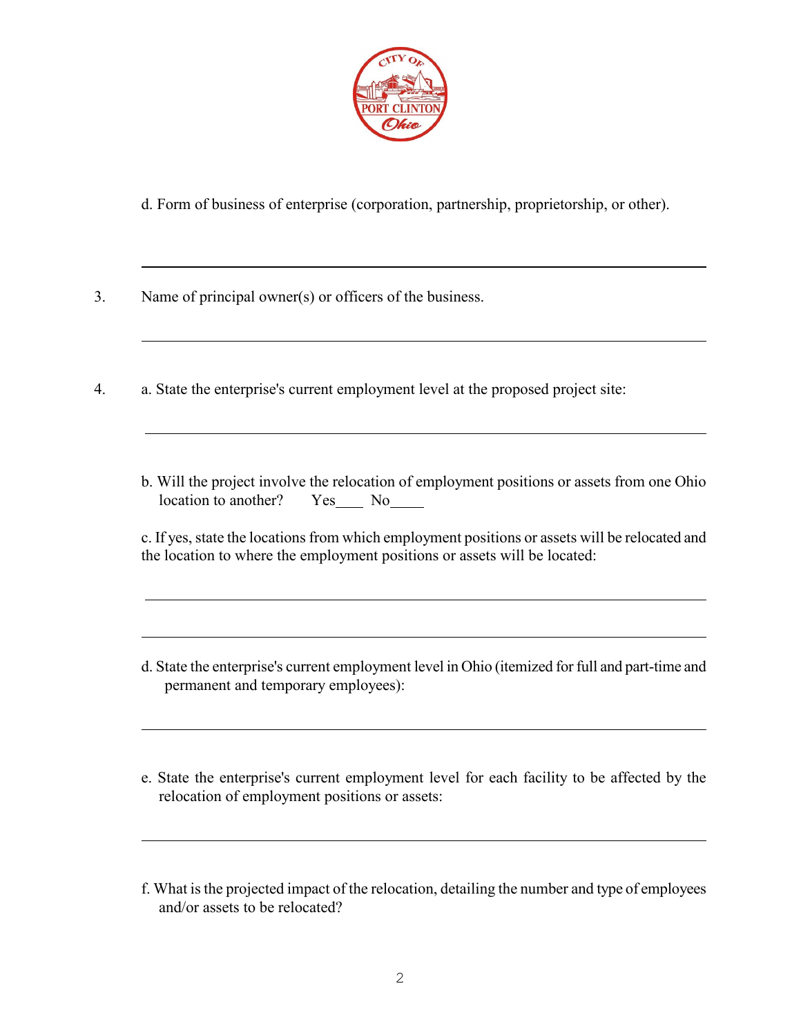d. Form of business of enterprise (corporation, partnership, proprietorship, or other).

___

3. Name of principal owner(s) or officers of the business.

___

4. a. State the enterprise's current employment level at the proposed project site:

___

b. Will the project involve the relocation of employment positions or assets from one Ohio location to another?  Yes____ No_____

c. If yes, state the locations from which employment positions or assets will be relocated and the location to where the employment positions or assets will be located:

___

___

d. State the enterprise's current employment level in Ohio (itemized for full and part-time and permanent and temporary employees):

___

e. State the enterprise's current employment level for each facility to be affected by the relocation of employment positions or assets:

___

f. What is the projected impact of the relocation, detailing the number and type of employees and/or assets to be relocated?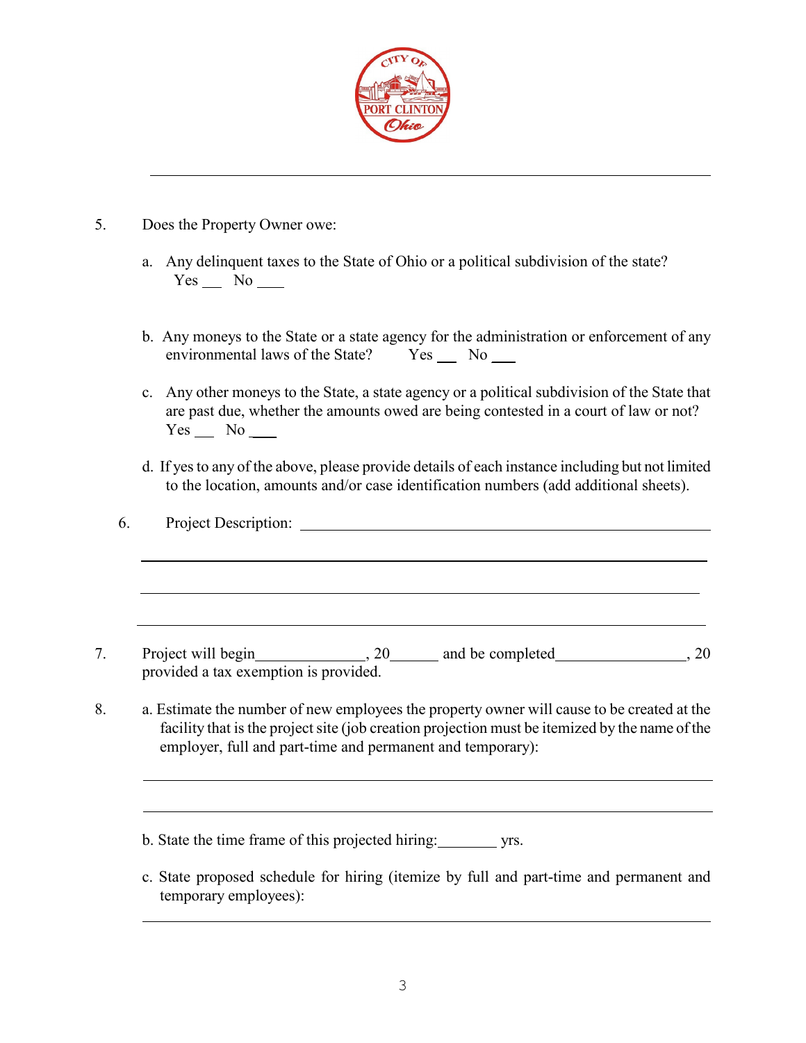5. Does the Property Owner owe:

   a. Any delinquent taxes to the State of Ohio or a political subdivision of the state?
      Yes ___ No ____

   b. Any moneys to the State or a state agency for the administration or enforcement of any environmental laws of the State? Yes ___ No ___

   c. Any other moneys to the State, a state agency or a political subdivision of the State that are past due, whether the amounts owed are being contested in a court of law or not?
      Yes ___ No ___

   d. If yes to any of the above, please provide details of each instance including but not limited to the location, amounts and/or case identification numbers (add additional sheets).

6. Project Description: ____________________________________________

   ____________________________________________

   ____________________________________________

   ____________________________________________

7. Project will begin______________, 20______ and be completed________________, 20 provided a tax exemption is provided.

8. a. Estimate the number of new employees the property owner will cause to be created at the facility that is the project site (job creation projection must be itemized by the name of the employer, full and part-time and permanent and temporary):

   ____________________________________________

   ____________________________________________

   b. State the time frame of this projected hiring:________ yrs.

   c. State proposed schedule for hiring (itemize by full and part-time and permanent and temporary employees):

   ____________________________________________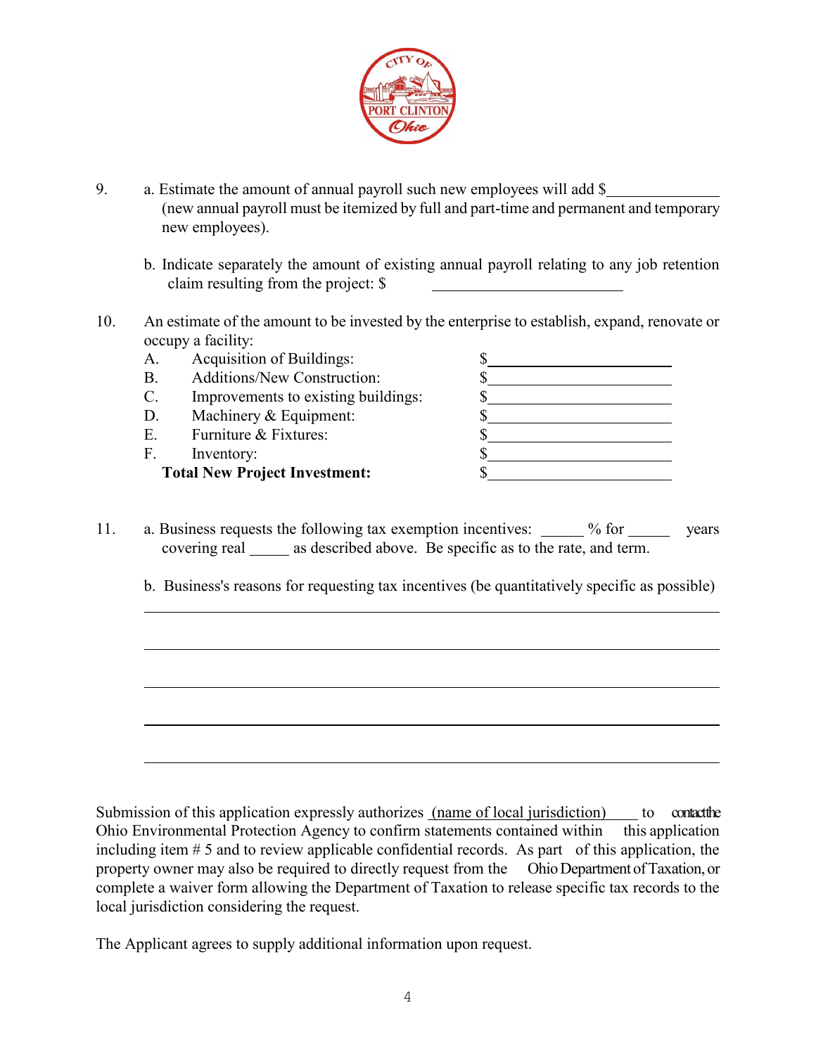9. a. Estimate the amount of annual payroll such new employees will add $\_\_\_\_\_\_\_\_\_\_\_\_\_\_ (new annual payroll must be itemized by full and part-time and permanent and temporary new employees).

   b. Indicate separately the amount of existing annual payroll relating to any job retention claim resulting from the project: $ \_\_\_\_\_\_\_\_\_\_\_\_\_\_\_\_\_\_\_\_\_\_\_\_\_

10. An estimate of the amount to be invested by the enterprise to establish, expand, renovate or occupy a facility:

| | | |
|---|---|---|
| A. | Acquisition of Buildings: | $\_\_\_\_\_\_\_\_\_\_\_\_\_\_\_\_\_\_\_\_\_\_\_\_ |
| B. | Additions/New Construction: | $\_\_\_\_\_\_\_\_\_\_\_\_\_\_\_\_\_\_\_\_\_\_\_\_ |
| C. | Improvements to existing buildings: | $\_\_\_\_\_\_\_\_\_\_\_\_\_\_\_\_\_\_\_\_\_\_\_\_ |
| D. | Machinery & Equipment: | $\_\_\_\_\_\_\_\_\_\_\_\_\_\_\_\_\_\_\_\_\_\_\_\_ |
| E. | Furniture & Fixtures: | $\_\_\_\_\_\_\_\_\_\_\_\_\_\_\_\_\_\_\_\_\_\_\_\_ |
| F. | Inventory: | $\_\_\_\_\_\_\_\_\_\_\_\_\_\_\_\_\_\_\_\_\_\_\_\_ |
| | **Total New Project Investment:** | $\_\_\_\_\_\_\_\_\_\_\_\_\_\_\_\_\_\_\_\_\_\_\_\_ |

11. a. Business requests the following tax exemption incentives: \_\_\_\_\_ % for \_\_\_\_\_ years covering real \_\_\_\_\_ as described above. Be specific as to the rate, and term.

    b. Business's reasons for requesting tax incentives (be quantitatively specific as possible)

\_\_\_\_\_\_\_\_\_\_\_\_\_\_\_\_\_\_\_\_\_\_\_\_\_\_\_\_\_\_\_\_\_\_\_\_\_\_\_\_\_\_\_\_\_\_\_\_\_\_\_\_\_\_\_\_\_\_\_\_\_\_\_\_\_\_\_\_\_\_

\_\_\_\_\_\_\_\_\_\_\_\_\_\_\_\_\_\_\_\_\_\_\_\_\_\_\_\_\_\_\_\_\_\_\_\_\_\_\_\_\_\_\_\_\_\_\_\_\_\_\_\_\_\_\_\_\_\_\_\_\_\_\_\_\_\_\_\_\_\_

\_\_\_\_\_\_\_\_\_\_\_\_\_\_\_\_\_\_\_\_\_\_\_\_\_\_\_\_\_\_\_\_\_\_\_\_\_\_\_\_\_\_\_\_\_\_\_\_\_\_\_\_\_\_\_\_\_\_\_\_\_\_\_\_\_\_\_\_\_\_

\_\_\_\_\_\_\_\_\_\_\_\_\_\_\_\_\_\_\_\_\_\_\_\_\_\_\_\_\_\_\_\_\_\_\_\_\_\_\_\_\_\_\_\_\_\_\_\_\_\_\_\_\_\_\_\_\_\_\_\_\_\_\_\_\_\_\_\_\_\_

\_\_\_\_\_\_\_\_\_\_\_\_\_\_\_\_\_\_\_\_\_\_\_\_\_\_\_\_\_\_\_\_\_\_\_\_\_\_\_\_\_\_\_\_\_\_\_\_\_\_\_\_\_\_\_\_\_\_\_\_\_\_\_\_\_\_\_\_\_\_

Submission of this application expressly authorizes (name of local jurisdiction) to contact the Ohio Environmental Protection Agency to confirm statements contained within this application including item # 5 and to review applicable confidential records. As part of this application, the property owner may also be required to directly request from the Ohio Department of Taxation, or complete a waiver form allowing the Department of Taxation to release specific tax records to the local jurisdiction considering the request.

The Applicant agrees to supply additional information upon request.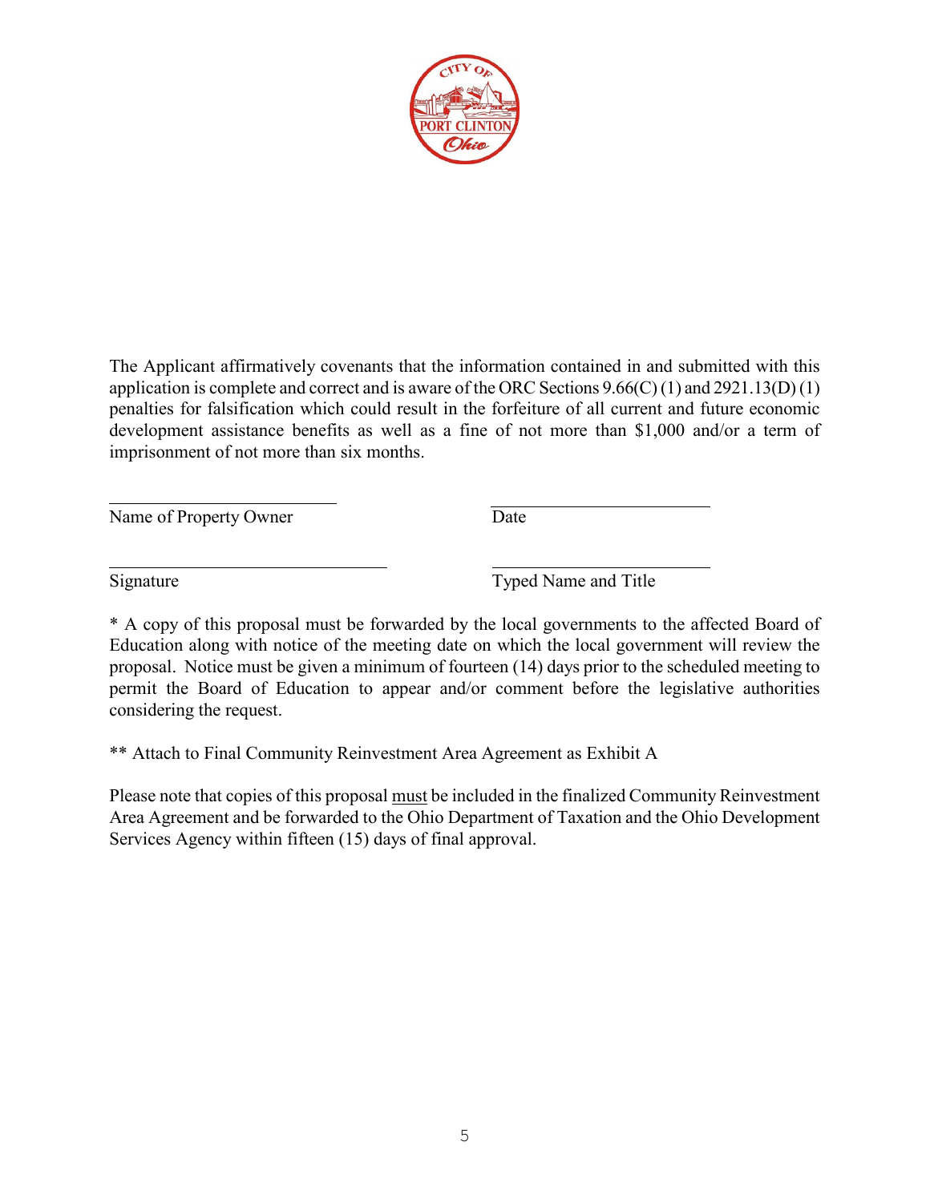The Applicant affirmatively covenants that the information contained in and submitted with this application is complete and correct and is aware of the ORC Sections 9.66(C) (1) and 2921.13(D) (1) penalties for falsification which could result in the forfeiture of all current and future economic development assistance benefits as well as a fine of not more than $1,000 and/or a term of imprisonment of not more than six months.

| | |
|---|---|
| \_\_\_\_\_\_\_\_\_\_\_\_\_\_\_\_\_\_\_\_\_\_\_\_\_\_\_\_ | \_\_\_\_\_\_\_\_\_\_\_\_\_\_\_\_\_\_\_\_\_\_\_\_\_\_\_\_ |
| Name of Property Owner | Date |
| \_\_\_\_\_\_\_\_\_\_\_\_\_\_\_\_\_\_\_\_\_\_\_\_\_\_\_\_ | \_\_\_\_\_\_\_\_\_\_\_\_\_\_\_\_\_\_\_\_\_\_\_\_\_\_\_\_ |
| Signature | Typed Name and Title |

* A copy of this proposal must be forwarded by the local governments to the affected Board of Education along with notice of the meeting date on which the local government will review the proposal. Notice must be given a minimum of fourteen (14) days prior to the scheduled meeting to permit the Board of Education to appear and/or comment before the legislative authorities considering the request.

** Attach to Final Community Reinvestment Area Agreement as Exhibit A

Please note that copies of this proposal <u>must</u> be included in the finalized Community Reinvestment Area Agreement and be forwarded to the Ohio Department of Taxation and the Ohio Development Services Agency within fifteen (15) days of final approval.